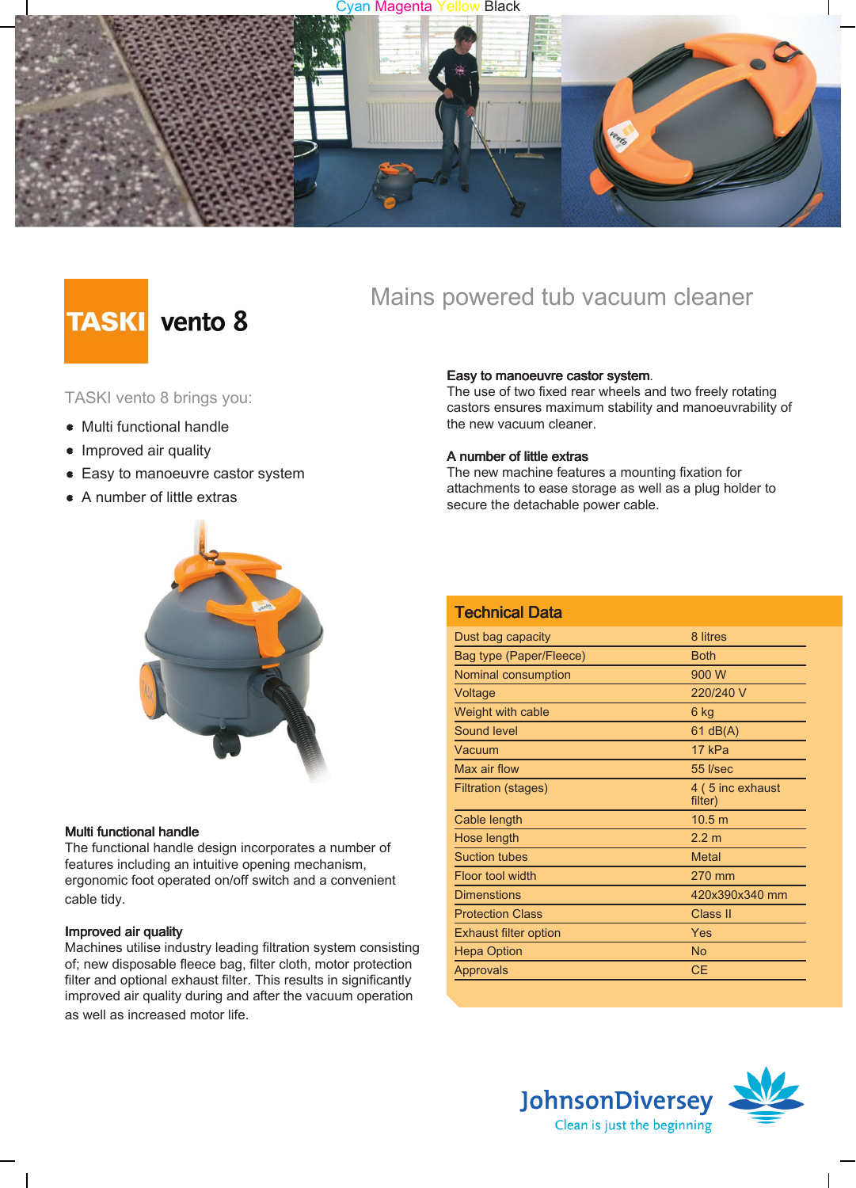# TASKI vento 8

## Mains powered tub vacuum cleaner

TASKI vento 8 brings you:

- Multi functional handle
- Improved air quality
- Easy to manoeuvre castor system
- A number of little extras

**Multi functional handle**
The functional handle design incorporates a number of features including an intuitive opening mechanism, ergonomic foot operated on/off switch and a convenient cable tidy.

**Improved air quality**
Machines utilise industry leading filtration system consisting of; new disposable fleece bag, filter cloth, motor protection filter and optional exhaust filter. This results in significantly improved air quality during and after the vacuum operation as well as increased motor life.

**Easy to manoeuvre castor system**.
The use of two fixed rear wheels and two freely rotating castors ensures maximum stability and manoeuvrability of the new vacuum cleaner.

**A number of little extras**
The new machine features a mounting fixation for attachments to ease storage as well as a plug holder to secure the detachable power cable.

### Technical Data

| | |
|---|---|
| Dust bag capacity | 8 litres |
| Bag type (Paper/Fleece) | Both |
| Nominal consumption | 900 W |
| Voltage | 220/240 V |
| Weight with cable | 6 kg |
| Sound level | 61 dB(A) |
| Vacuum | 17 kPa |
| Max air flow | 55 l/sec |
| Filtration (stages) | 4 ( 5 inc exhaust filter) |
| Cable length | 10.5 m |
| Hose length | 2.2 m |
| Suction tubes | Metal |
| Floor tool width | 270 mm |
| Dimenstions | 420x390x340 mm |
| Protection Class | Class II |
| Exhaust filter option | Yes |
| Hepa Option | No |
| Approvals | CE |

JohnsonDiversey
Clean is just the beginning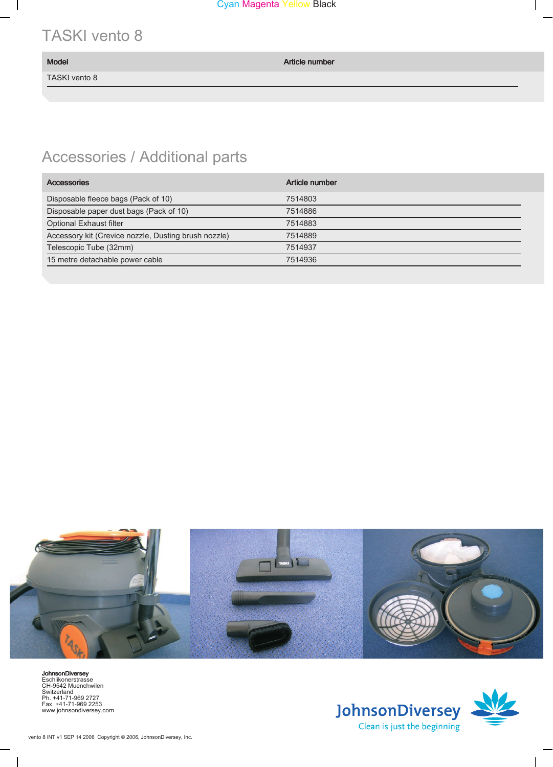## TASKI vento 8

| Model | Article number |
|---|---|
| TASKI vento 8 | |

## Accessories / Additional parts

| Accessories | Article number |
|---|---|
| Disposable fleece bags (Pack of 10) | 7514803 |
| Disposable paper dust bags (Pack of 10) | 7514886 |
| Optional Exhaust filter | 7514883 |
| Accessory kit (Crevice nozzle, Dusting brush nozzle) | 7514889 |
| Telescopic Tube (32mm) | 7514937 |
| 15 metre detachable power cable | 7514936 |

**JohnsonDiversey**
Eschlikonerstrasse
CH-9542 Muenchwilen
Switzerland
Ph. +41-71-969 2727
Fax. +41-71-969 2253
www.johnsondiversey.com

JohnsonDiversey
Clean is just the beginning

vento 8 INT v1 SEP 14 2006 Copyright © 2006, JohnsonDiversey, Inc.